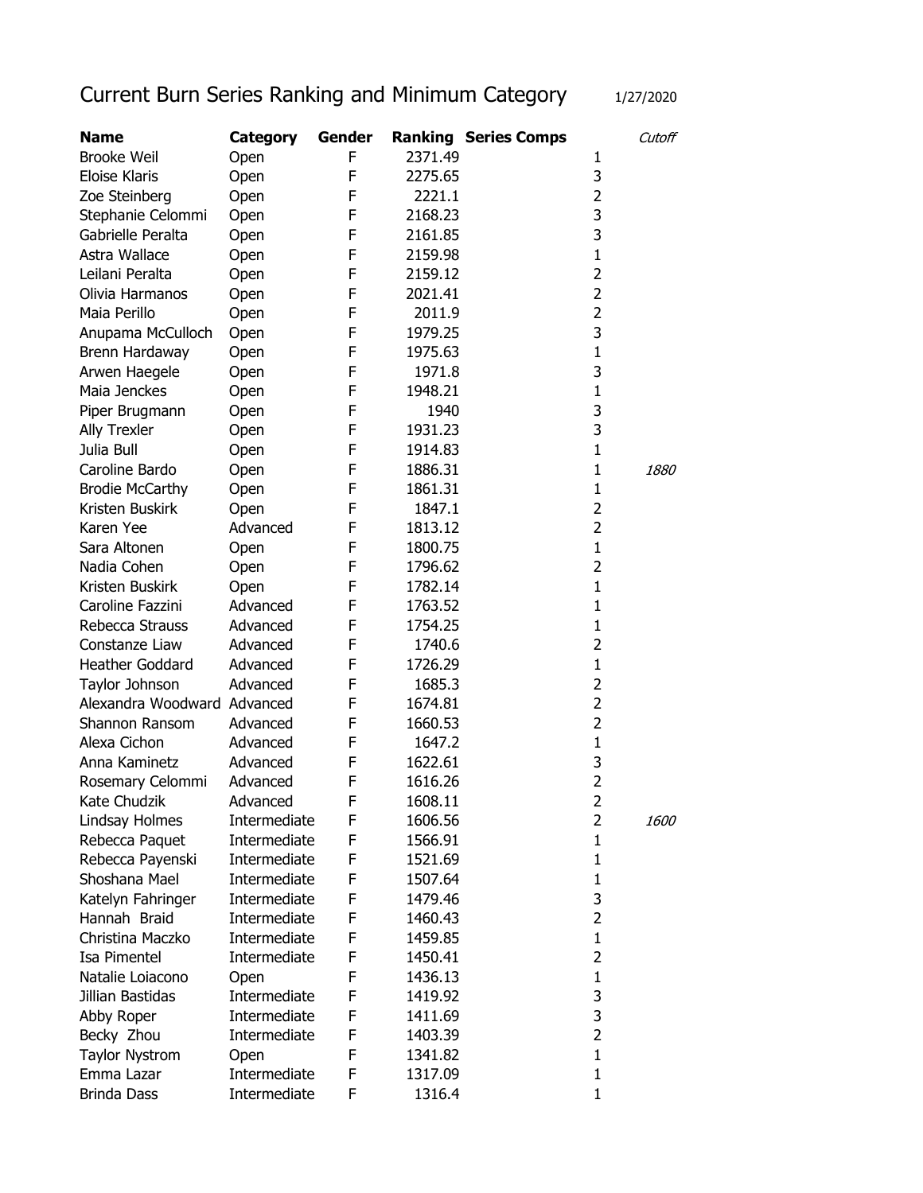# Current Burn Series Ranking and Minimum Category

1/27/2020

| Name | Category | Gender | Ranking | Series Comps | Cutoff |
|---|---|---|---|---|---|
| Brooke Weil | Open | F | 2371.49 | 1 | |
| Eloise Klaris | Open | F | 2275.65 | 3 | |
| Zoe Steinberg | Open | F | 2221.1 | 2 | |
| Stephanie Celommi | Open | F | 2168.23 | 3 | |
| Gabrielle Peralta | Open | F | 2161.85 | 3 | |
| Astra Wallace | Open | F | 2159.98 | 1 | |
| Leilani Peralta | Open | F | 2159.12 | 2 | |
| Olivia Harmanos | Open | F | 2021.41 | 2 | |
| Maia Perillo | Open | F | 2011.9 | 2 | |
| Anupama McCulloch | Open | F | 1979.25 | 3 | |
| Brenn Hardaway | Open | F | 1975.63 | 1 | |
| Arwen Haegele | Open | F | 1971.8 | 3 | |
| Maia Jenckes | Open | F | 1948.21 | 1 | |
| Piper Brugmann | Open | F | 1940 | 3 | |
| Ally Trexler | Open | F | 1931.23 | 3 | |
| Julia Bull | Open | F | 1914.83 | 1 | |
| Caroline Bardo | Open | F | 1886.31 | 1 | *1880* |
| Brodie McCarthy | Open | F | 1861.31 | 1 | |
| Kristen Buskirk | Open | F | 1847.1 | 2 | |
| Karen Yee | Advanced | F | 1813.12 | 2 | |
| Sara Altonen | Open | F | 1800.75 | 1 | |
| Nadia Cohen | Open | F | 1796.62 | 2 | |
| Kristen Buskirk | Open | F | 1782.14 | 1 | |
| Caroline Fazzini | Advanced | F | 1763.52 | 1 | |
| Rebecca Strauss | Advanced | F | 1754.25 | 1 | |
| Constanze Liaw | Advanced | F | 1740.6 | 2 | |
| Heather Goddard | Advanced | F | 1726.29 | 1 | |
| Taylor Johnson | Advanced | F | 1685.3 | 2 | |
| Alexandra Woodward | Advanced | F | 1674.81 | 2 | |
| Shannon Ransom | Advanced | F | 1660.53 | 2 | |
| Alexa Cichon | Advanced | F | 1647.2 | 1 | |
| Anna Kaminetz | Advanced | F | 1622.61 | 3 | |
| Rosemary Celommi | Advanced | F | 1616.26 | 2 | |
| Kate Chudzik | Advanced | F | 1608.11 | 2 | |
| Lindsay Holmes | Intermediate | F | 1606.56 | 2 | *1600* |
| Rebecca Paquet | Intermediate | F | 1566.91 | 1 | |
| Rebecca Payenski | Intermediate | F | 1521.69 | 1 | |
| Shoshana Mael | Intermediate | F | 1507.64 | 1 | |
| Katelyn Fahringer | Intermediate | F | 1479.46 | 3 | |
| Hannah Braid | Intermediate | F | 1460.43 | 2 | |
| Christina Maczko | Intermediate | F | 1459.85 | 1 | |
| Isa Pimentel | Intermediate | F | 1450.41 | 2 | |
| Natalie Loiacono | Open | F | 1436.13 | 1 | |
| Jillian Bastidas | Intermediate | F | 1419.92 | 3 | |
| Abby Roper | Intermediate | F | 1411.69 | 3 | |
| Becky Zhou | Intermediate | F | 1403.39 | 2 | |
| Taylor Nystrom | Open | F | 1341.82 | 1 | |
| Emma Lazar | Intermediate | F | 1317.09 | 1 | |
| Brinda Dass | Intermediate | F | 1316.4 | 1 | |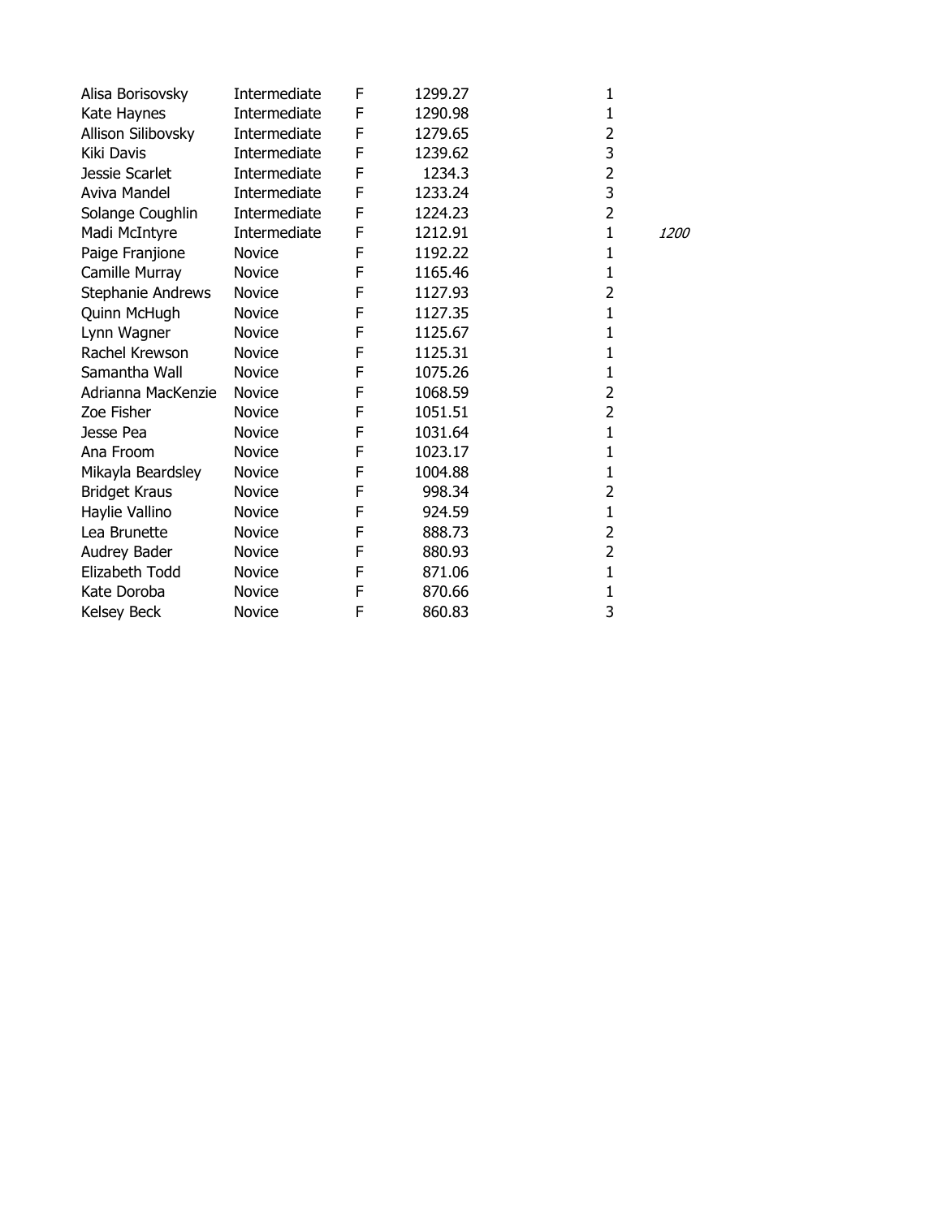| | | | | | |
|---|---|---|---|---|---|
| Alisa Borisovsky | Intermediate | F | 1299.27 | 1 | |
| Kate Haynes | Intermediate | F | 1290.98 | 1 | |
| Allison Silibovsky | Intermediate | F | 1279.65 | 2 | |
| Kiki Davis | Intermediate | F | 1239.62 | 3 | |
| Jessie Scarlet | Intermediate | F | 1234.3 | 2 | |
| Aviva Mandel | Intermediate | F | 1233.24 | 3 | |
| Solange Coughlin | Intermediate | F | 1224.23 | 2 | |
| Madi McIntyre | Intermediate | F | 1212.91 | 1 | *1200* |
| Paige Franjione | Novice | F | 1192.22 | 1 | |
| Camille Murray | Novice | F | 1165.46 | 1 | |
| Stephanie Andrews | Novice | F | 1127.93 | 2 | |
| Quinn McHugh | Novice | F | 1127.35 | 1 | |
| Lynn Wagner | Novice | F | 1125.67 | 1 | |
| Rachel Krewson | Novice | F | 1125.31 | 1 | |
| Samantha Wall | Novice | F | 1075.26 | 1 | |
| Adrianna MacKenzie | Novice | F | 1068.59 | 2 | |
| Zoe Fisher | Novice | F | 1051.51 | 2 | |
| Jesse Pea | Novice | F | 1031.64 | 1 | |
| Ana Froom | Novice | F | 1023.17 | 1 | |
| Mikayla Beardsley | Novice | F | 1004.88 | 1 | |
| Bridget Kraus | Novice | F | 998.34 | 2 | |
| Haylie Vallino | Novice | F | 924.59 | 1 | |
| Lea Brunette | Novice | F | 888.73 | 2 | |
| Audrey Bader | Novice | F | 880.93 | 2 | |
| Elizabeth Todd | Novice | F | 871.06 | 1 | |
| Kate Doroba | Novice | F | 870.66 | 1 | |
| Kelsey Beck | Novice | F | 860.83 | 3 | |